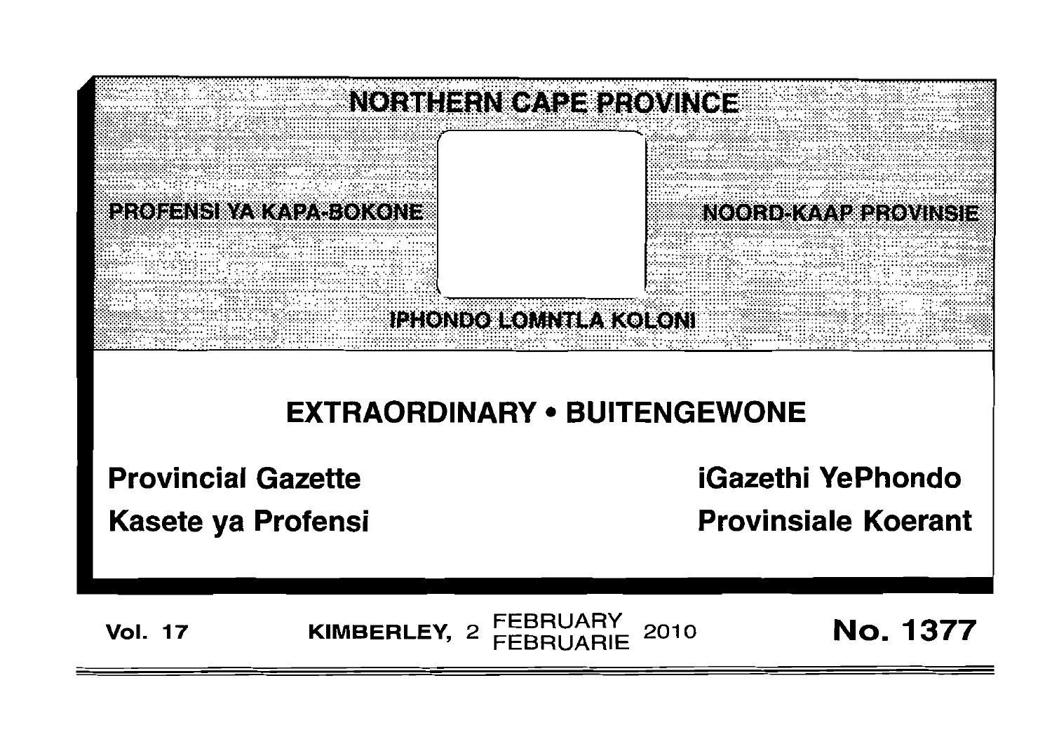# NORTHERN CAPE PROVINCE

PROFENSI YA KAPA-BOKONE

NOORD-KAAP PROVINSIE

IPHONDO LOMNTLA KOLONI

## EXTRAORDINARY • BUITENGEWONE

**Provincial Gazette**

**Kasete ya Profensi**

**iGazethi YePhondo**

**Provinsiale Koerant**

**Vol. 17** **KIMBERLEY, 2 FEBRUARY FEBRUARIE 2010** **No. 1377**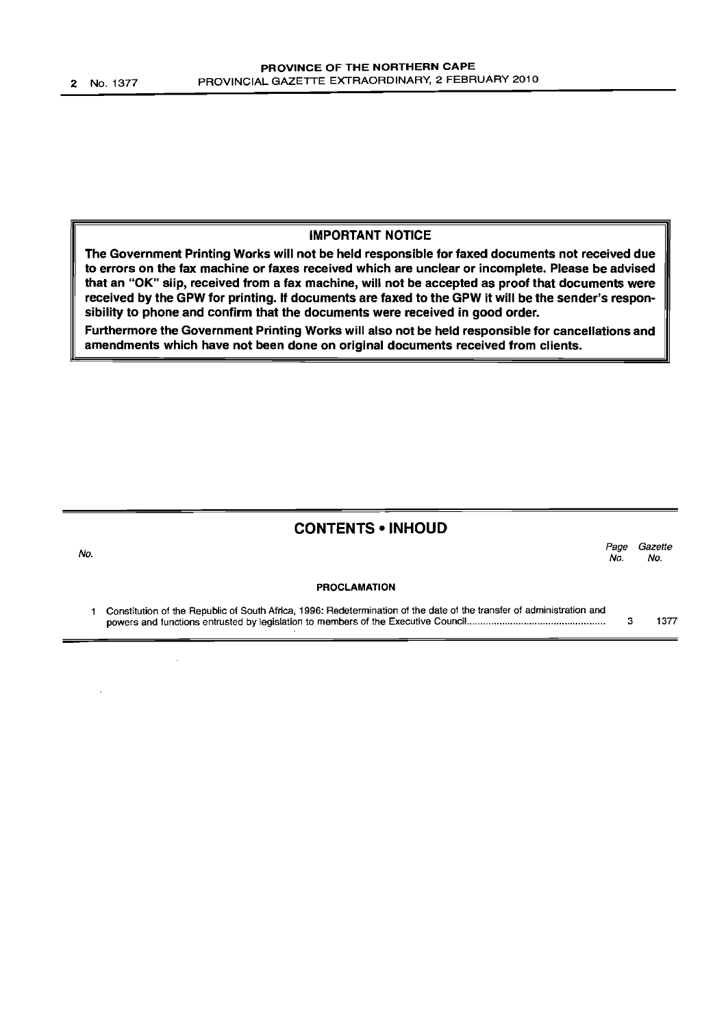**IMPORTANT NOTICE**

**The Government Printing Works will not be held responsible for faxed documents not received due to errors on the fax machine or faxes received which are unclear or incomplete. Please be advised that an "OK" slip, received from a fax machine, will not be accepted as proof that documents were received by the GPW for printing. If documents are faxed to the GPW it will be the sender's responsibility to phone and confirm that the documents were received in good order.**

**Furthermore the Government Printing Works will also not be held responsible for cancellations and amendments which have not been done on original documents received from clients.**

## CONTENTS • INHOUD

| *No.* | | *Page No.* | *Gazette No.* |
|---|---|---|---|
| | **PROCLAMATION** | | |
| 1 | Constitution of the Republic of South Africa, 1996: Redetermination of the date of the transfer of administration and powers and functions entrusted by legislation to members of the Executive Council | 3 | 1377 |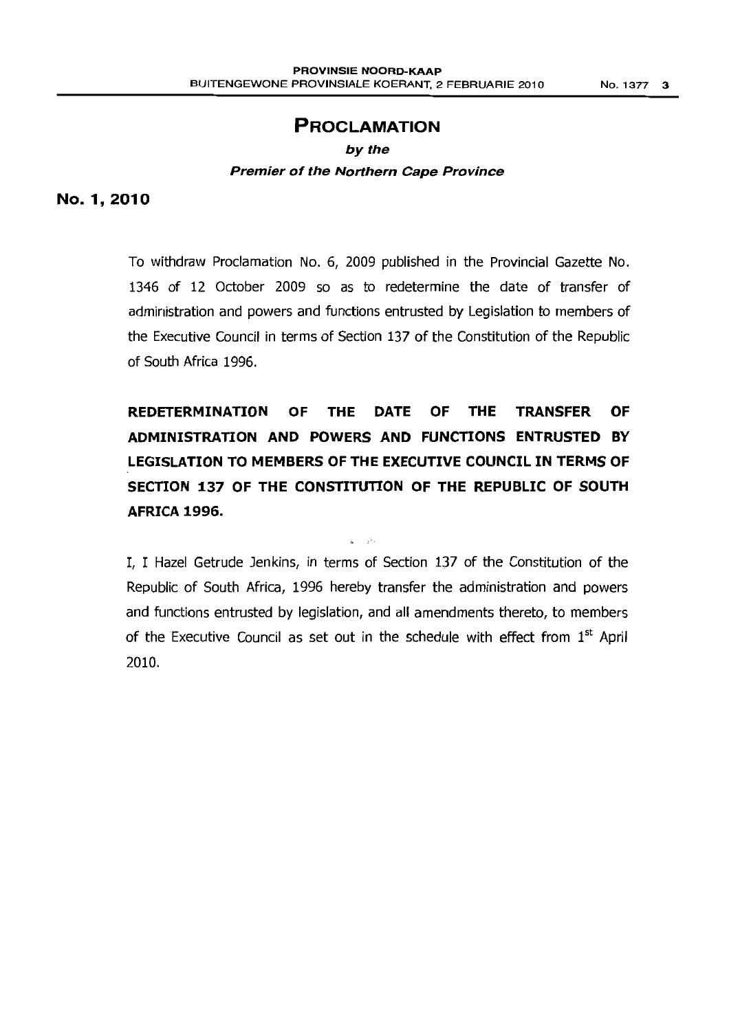# PROCLAMATION

***by the***

***Premier of the Northern Cape Province***

**No. 1, 2010**

To withdraw Proclamation No. 6, 2009 published in the Provincial Gazette No. 1346 of 12 October 2009 so as to redetermine the date of transfer of administration and powers and functions entrusted by Legislation to members of the Executive Council in terms of Section 137 of the Constitution of the Republic of South Africa 1996.

**REDETERMINATION OF THE DATE OF THE TRANSFER OF ADMINISTRATION AND POWERS AND FUNCTIONS ENTRUSTED BY LEGISLATION TO MEMBERS OF THE EXECUTIVE COUNCIL IN TERMS OF SECTION 137 OF THE CONSTITUTION OF THE REPUBLIC OF SOUTH AFRICA 1996.**

I, I Hazel Getrude Jenkins, in terms of Section 137 of the Constitution of the Republic of South Africa, 1996 hereby transfer the administration and powers and functions entrusted by legislation, and all amendments thereto, to members of the Executive Council as set out in the schedule with effect from 1st April 2010.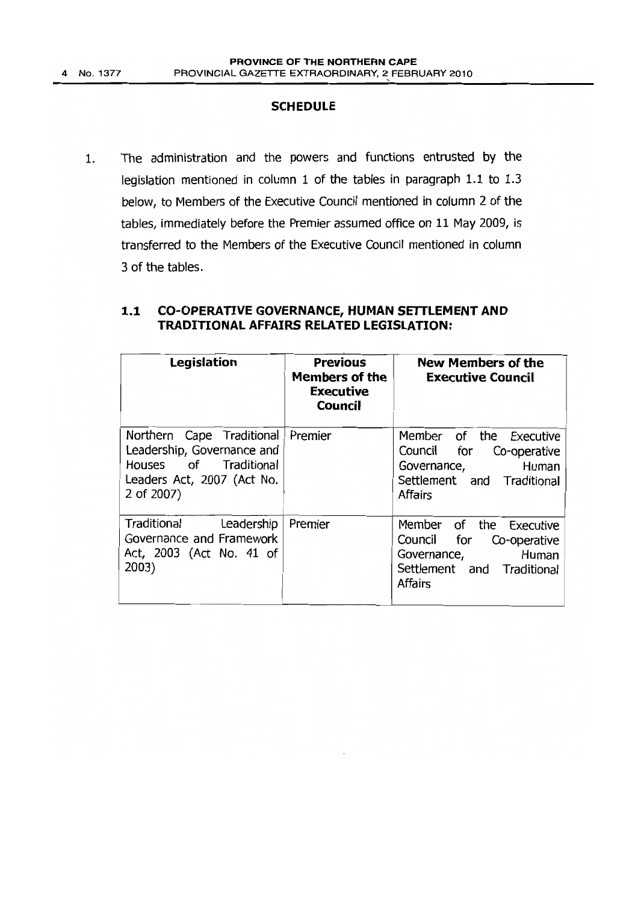## SCHEDULE

1. The administration and the powers and functions entrusted by the legislation mentioned in column 1 of the tables in paragraph 1.1 to 1.3 below, to Members of the Executive Council mentioned in column 2 of the tables, immediately before the Premier assumed office on 11 May 2009, is transferred to the Members of the Executive Council mentioned in column 3 of the tables.

### 1.1 CO-OPERATIVE GOVERNANCE, HUMAN SETTLEMENT AND TRADITIONAL AFFAIRS RELATED LEGISLATION:

| Legislation | Previous Members of the Executive Council | New Members of the Executive Council |
|---|---|---|
| Northern Cape Traditional Leadership, Governance and Houses of Traditional Leaders Act, 2007 (Act No. 2 of 2007) | Premier | Member of the Executive Council for Co-operative Governance, Human Settlement and Traditional Affairs |
| Traditional Leadership Governance and Framework Act, 2003 (Act No. 41 of 2003) | Premier | Member of the Executive Council for Co-operative Governance, Human Settlement and Traditional Affairs |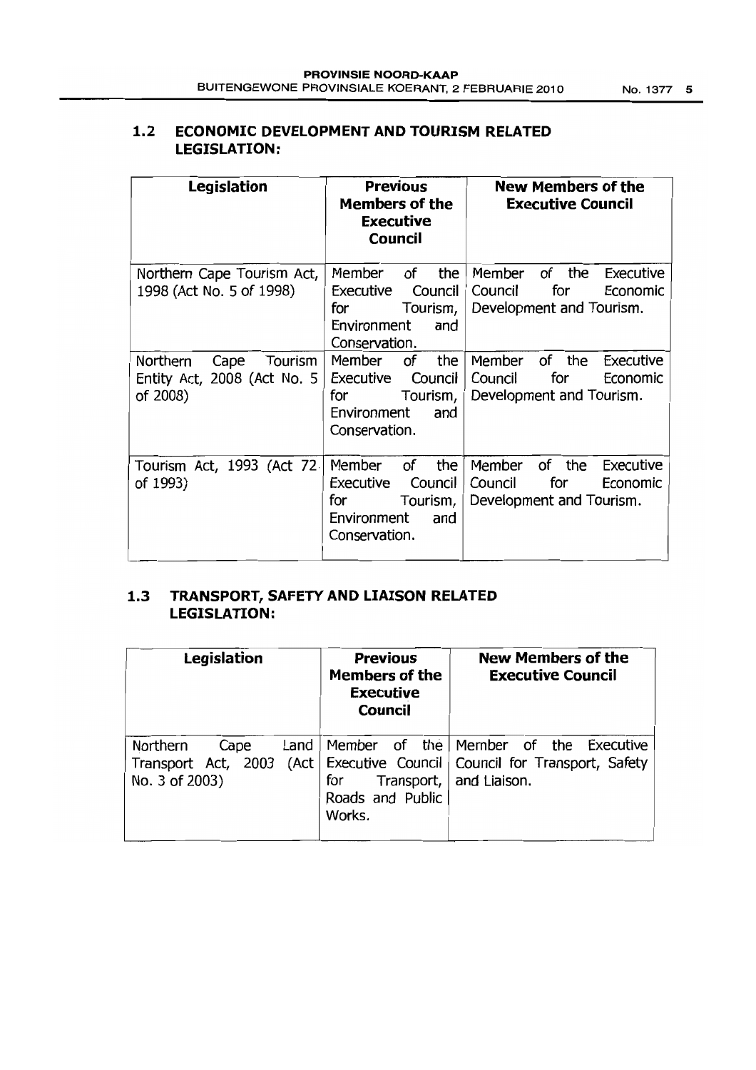## 1.2 ECONOMIC DEVELOPMENT AND TOURISM RELATED LEGISLATION:

| Legislation | Previous Members of the Executive Council | New Members of the Executive Council |
|---|---|---|
| Northern Cape Tourism Act, 1998 (Act No. 5 of 1998) | Member of the Executive Council for Tourism, Environment and Conservation. | Member of the Executive Council for Economic Development and Tourism. |
| Northern Cape Tourism Entity Act, 2008 (Act No. 5 of 2008) | Member of the Executive Council for Tourism, Environment and Conservation. | Member of the Executive Council for Economic Development and Tourism. |
| Tourism Act, 1993 (Act 72 of 1993) | Member of the Executive Council for Tourism, Environment and Conservation. | Member of the Executive Council for Economic Development and Tourism. |

## 1.3 TRANSPORT, SAFETY AND LIAISON RELATED LEGISLATION:

| Legislation | Previous Members of the Executive Council | New Members of the Executive Council |
|---|---|---|
| Northern Cape Land Transport Act, 2003 (Act No. 3 of 2003) | Member of the Executive Council for Transport, Roads and Public Works. | Member of the Executive Council for Transport, Safety and Liaison. |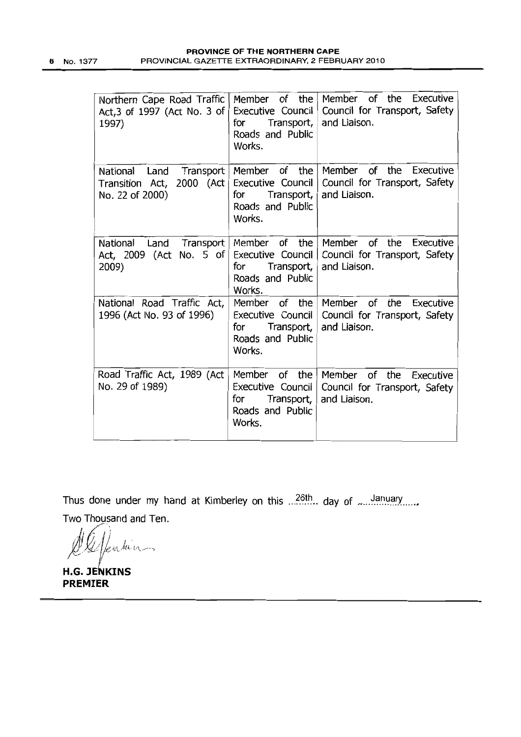| | | |
|---|---|---|
| Northern Cape Road Traffic Act,3 of 1997 (Act No. 3 of 1997) | Member of the Executive Council for Transport, Roads and Public Works. | Member of the Executive Council for Transport, Safety and Liaison. |
| National Land Transport Transition Act, 2000 (Act No. 22 of 2000) | Member of the Executive Council for Transport, Roads and Public Works. | Member of the Executive Council for Transport, Safety and Liaison. |
| National Land Transport Act, 2009 (Act No. 5 of 2009) | Member of the Executive Council for Transport, Roads and Public Works. | Member of the Executive Council for Transport, Safety and Liaison. |
| National Road Traffic Act, 1996 (Act No. 93 of 1996) | Member of the Executive Council for Transport, Roads and Public Works. | Member of the Executive Council for Transport, Safety and Liaison. |
| Road Traffic Act, 1989 (Act No. 29 of 1989) | Member of the Executive Council for Transport, Roads and Public Works. | Member of the Executive Council for Transport, Safety and Liaison. |

Thus done under my hand at Kimberley on this 26th day of January Two Thousand and Ten.

**H.G. JENKINS**
**PREMIER**